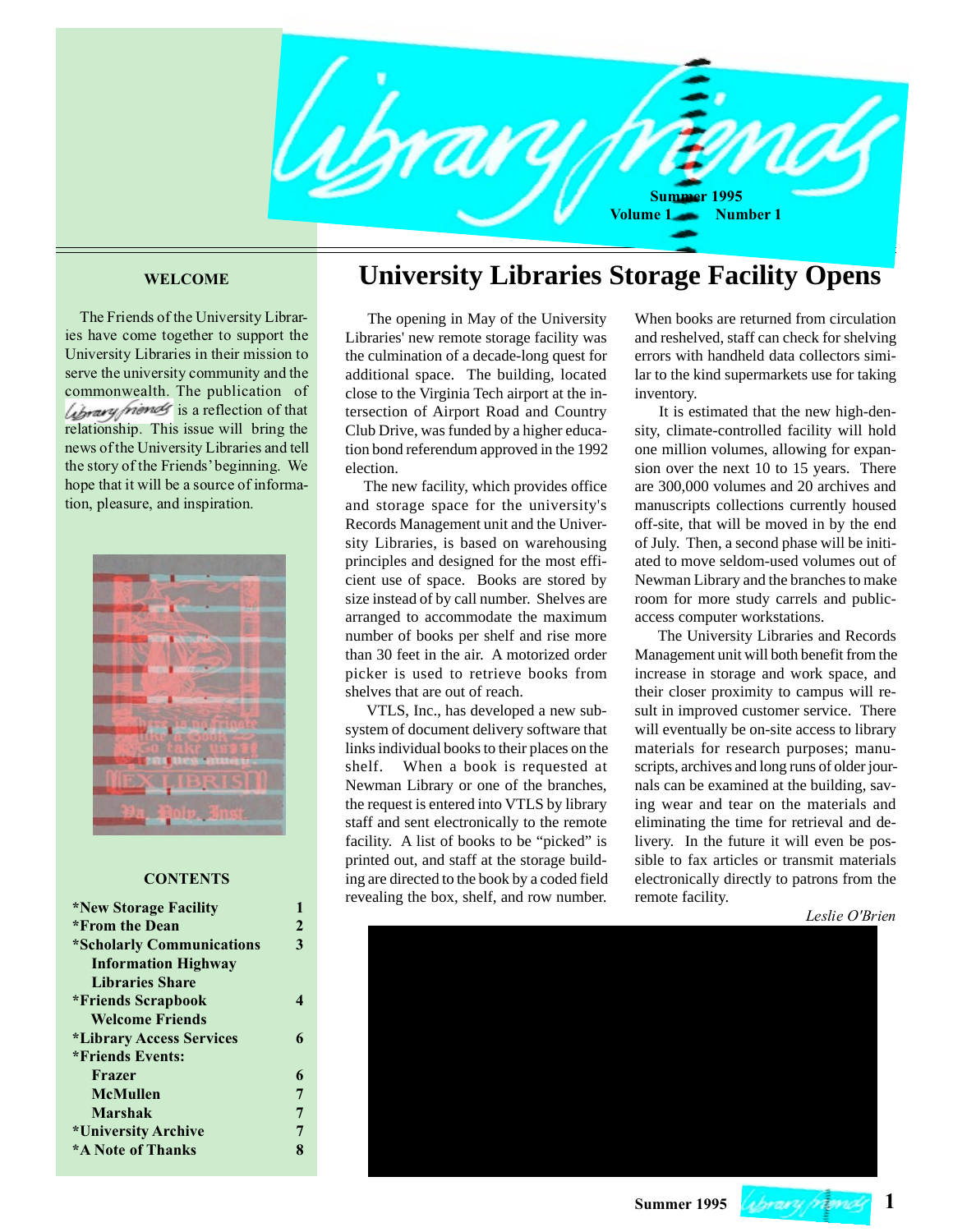# library friends

Summer 1995
Volume 1 Number 1

## WELCOME

The Friends of the University Libraries have come together to support the University Libraries in their mission to serve the university community and the commonwealth. The publication of *library friends* is a reflection of that relationship. This issue will bring the news of the University Libraries and tell the story of the Friends' beginning. We hope that it will be a source of information, pleasure, and inspiration.

## CONTENTS

| | |
|---|---|
| **\*New Storage Facility** | **1** |
| **\*From the Dean** | **2** |
| **\*Scholarly Communications** | **3** |
| **Information Highway** | |
| **Libraries Share** | |
| **\*Friends Scrapbook** | **4** |
| **Welcome Friends** | |
| **\*Library Access Services** | **6** |
| **\*Friends Events:** | |
| **Frazer** | **6** |
| **McMullen** | **7** |
| **Marshak** | **7** |
| **\*University Archive** | **7** |
| **\*A Note of Thanks** | **8** |

# University Libraries Storage Facility Opens

The opening in May of the University Libraries' new remote storage facility was the culmination of a decade-long quest for additional space. The building, located close to the Virginia Tech airport at the intersection of Airport Road and Country Club Drive, was funded by a higher education bond referendum approved in the 1992 election.

The new facility, which provides office and storage space for the university's Records Management unit and the University Libraries, is based on warehousing principles and designed for the most efficient use of space. Books are stored by size instead of by call number. Shelves are arranged to accommodate the maximum number of books per shelf and rise more than 30 feet in the air. A motorized order picker is used to retrieve books from shelves that are out of reach.

VTLS, Inc., has developed a new subsystem of document delivery software that links individual books to their places on the shelf. When a book is requested at Newman Library or one of the branches, the request is entered into VTLS by library staff and sent electronically to the remote facility. A list of books to be "picked" is printed out, and staff at the storage building are directed to the book by a coded field revealing the box, shelf, and row number. When books are returned from circulation and reshelved, staff can check for shelving errors with handheld data collectors similar to the kind supermarkets use for taking inventory.

It is estimated that the new high-density, climate-controlled facility will hold one million volumes, allowing for expansion over the next 10 to 15 years. There are 300,000 volumes and 20 archives and manuscripts collections currently housed off-site, that will be moved in by the end of July. Then, a second phase will be initiated to move seldom-used volumes out of Newman Library and the branches to make room for more study carrels and public-access computer workstations.

The University Libraries and Records Management unit will both benefit from the increase in storage and work space, and their closer proximity to campus will result in improved customer service. There will eventually be on-site access to library materials for research purposes; manuscripts, archives and long runs of older journals can be examined at the building, saving wear and tear on the materials and eliminating the time for retrieval and delivery. In the future it will even be possible to fax articles or transmit materials electronically directly to patrons from the remote facility.

*Leslie O'Brien*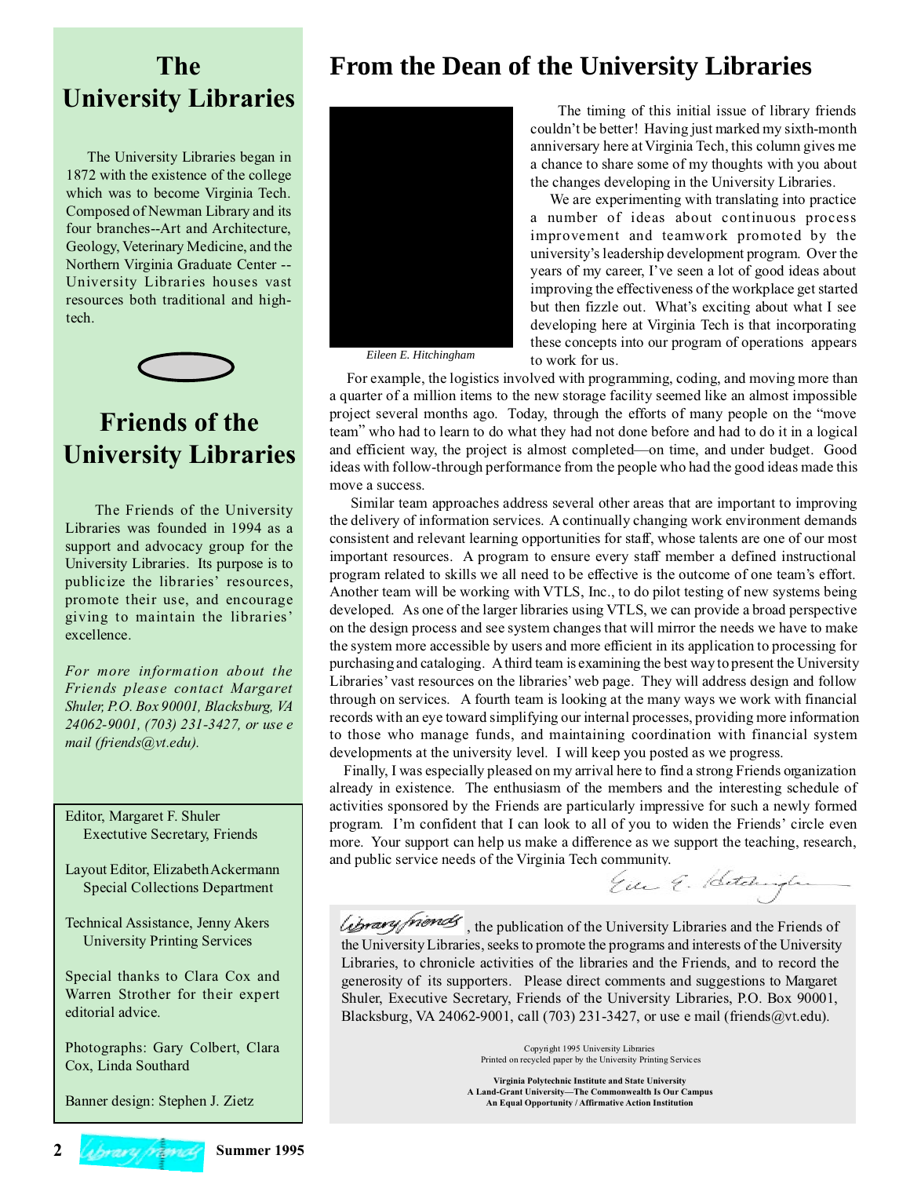# From the Dean of the University Libraries

*Eileen E. Hitchingham*

The timing of this initial issue of library friends couldn't be better! Having just marked my sixth-month anniversary here at Virginia Tech, this column gives me a chance to share some of my thoughts with you about the changes developing in the University Libraries.

We are experimenting with translating into practice a number of ideas about continuous process improvement and teamwork promoted by the university's leadership development program. Over the years of my career, I've seen a lot of good ideas about improving the effectiveness of the workplace get started but then fizzle out. What's exciting about what I see developing here at Virginia Tech is that incorporating these concepts into our program of operations appears to work for us.

For example, the logistics involved with programming, coding, and moving more than a quarter of a million items to the new storage facility seemed like an almost impossible project several months ago. Today, through the efforts of many people on the "move team" who had to learn to do what they had not done before and had to do it in a logical and efficient way, the project is almost completed—on time, and under budget. Good ideas with follow-through performance from the people who had the good ideas made this move a success.

Similar team approaches address several other areas that are important to improving the delivery of information services. A continually changing work environment demands consistent and relevant learning opportunities for staff, whose talents are one of our most important resources. A program to ensure every staff member a defined instructional program related to skills we all need to be effective is the outcome of one team's effort. Another team will be working with VTLS, Inc., to do pilot testing of new systems being developed. As one of the larger libraries using VTLS, we can provide a broad perspective on the design process and see system changes that will mirror the needs we have to make the system more accessible by users and more efficient in its application to processing for purchasing and cataloging. A third team is examining the best way to present the University Libraries' vast resources on the libraries' web page. They will address design and follow through on services. A fourth team is looking at the many ways we work with financial records with an eye toward simplifying our internal processes, providing more information to those who manage funds, and maintaining coordination with financial system developments at the university level. I will keep you posted as we progress.

Finally, I was especially pleased on my arrival here to find a strong Friends organization already in existence. The enthusiasm of the members and the interesting schedule of activities sponsored by the Friends are particularly impressive for such a newly formed program. I'm confident that I can look to all of you to widen the Friends' circle even more. Your support can help us make a difference as we support the teaching, research, and public service needs of the Virginia Tech community.

*Eileen E. Hitchingham*

*library friends*, the publication of the University Libraries and the Friends of the University Libraries, seeks to promote the programs and interests of the University Libraries, to chronicle activities of the libraries and the Friends, and to record the generosity of its supporters. Please direct comments and suggestions to Margaret Shuler, Executive Secretary, Friends of the University Libraries, P.O. Box 90001, Blacksburg, VA 24062-9001, call (703) 231-3427, or use e mail (friends@vt.edu).

Copyright 1995 University Libraries
Printed on recycled paper by the University Printing Services

**Virginia Polytechnic Institute and State University**
**A Land-Grant University—The Commonwealth Is Our Campus**
**An Equal Opportunity / Affirmative Action Institution**

## The University Libraries

The University Libraries began in 1872 with the existence of the college which was to become Virginia Tech. Composed of Newman Library and its four branches--Art and Architecture, Geology, Veterinary Medicine, and the Northern Virginia Graduate Center -- University Libraries houses vast resources both traditional and high-tech.

## Friends of the University Libraries

The Friends of the University Libraries was founded in 1994 as a support and advocacy group for the University Libraries. Its purpose is to publicize the libraries' resources, promote their use, and encourage giving to maintain the libraries' excellence.

*For more information about the Friends please contact Margaret Shuler, P.O. Box 90001, Blacksburg, VA 24062-9001, (703) 231-3427, or use e mail (friends@vt.edu).*

Editor, Margaret F. Shuler
Exectutive Secretary, Friends

Layout Editor, Elizabeth Ackermann
Special Collections Department

Technical Assistance, Jenny Akers
University Printing Services

Special thanks to Clara Cox and Warren Strother for their expert editorial advice.

Photographs: Gary Colbert, Clara Cox, Linda Southard

Banner design: Stephen J. Zietz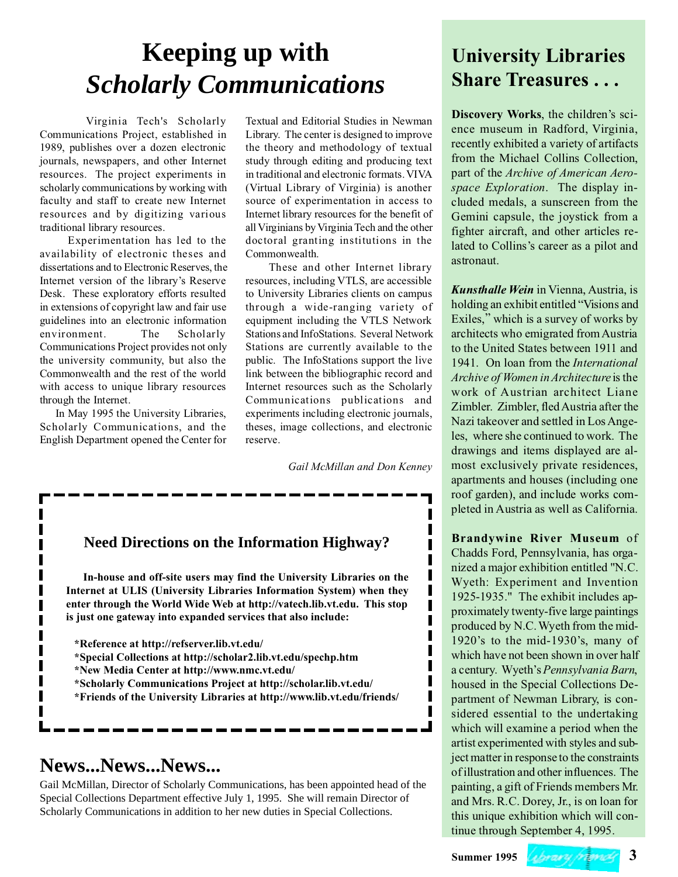# Keeping up with *Scholarly Communications*

Virginia Tech's Scholarly Communications Project, established in 1989, publishes over a dozen electronic journals, newspapers, and other Internet resources. The project experiments in scholarly communications by working with faculty and staff to create new Internet resources and by digitizing various traditional library resources.

Experimentation has led to the availability of electronic theses and dissertations and to Electronic Reserves, the Internet version of the library's Reserve Desk. These exploratory efforts resulted in extensions of copyright law and fair use guidelines into an electronic information environment. The Scholarly Communications Project provides not only the university community, but also the Commonwealth and the rest of the world with access to unique library resources through the Internet.

In May 1995 the University Libraries, Scholarly Communications, and the English Department opened the Center for Textual and Editorial Studies in Newman Library. The center is designed to improve the theory and methodology of textual study through editing and producing text in traditional and electronic formats. VIVA (Virtual Library of Virginia) is another source of experimentation in access to Internet library resources for the benefit of all Virginians by Virginia Tech and the other doctoral granting institutions in the Commonwealth.

These and other Internet library resources, including VTLS, are accessible to University Libraries clients on campus through a wide-ranging variety of equipment including the VTLS Network Stations and InfoStations. Several Network Stations are currently available to the public. The InfoStations support the live link between the bibliographic record and Internet resources such as the Scholarly Communications publications and experiments including electronic journals, theses, image collections, and electronic reserve.

*Gail McMillan and Don Kenney*

### Need Directions on the Information Highway?

**In-house and off-site users may find the University Libraries on the Internet at ULIS (University Libraries Information System) when they enter through the World Wide Web at http://vatech.lib.vt.edu. This stop is just one gateway into expanded services that also include:**

**\*Reference at http://refserver.lib.vt.edu/**
**\*Special Collections at http://scholar2.lib.vt.edu/spechp.htm**
**\*New Media Center at http://www.nmc.vt.edu/**
**\*Scholarly Communications Project at http://scholar.lib.vt.edu/**
**\*Friends of the University Libraries at http://www.lib.vt.edu/friends/**

## News...News...News...

Gail McMillan, Director of Scholarly Communications, has been appointed head of the Special Collections Department effective July 1, 1995. She will remain Director of Scholarly Communications in addition to her new duties in Special Collections.

## University Libraries Share Treasures . . .

**Discovery Works**, the children's science museum in Radford, Virginia, recently exhibited a variety of artifacts from the Michael Collins Collection, part of the *Archive of American Aerospace Exploration*. The display included medals, a sunscreen from the Gemini capsule, the joystick from a fighter aircraft, and other articles related to Collins's career as a pilot and astronaut.

***Kunsthalle Wein*** in Vienna, Austria, is holding an exhibit entitled "Visions and Exiles," which is a survey of works by architects who emigrated from Austria to the United States between 1911 and 1941. On loan from the *International Archive of Women in Architecture* is the work of Austrian architect Liane Zimbler. Zimbler, fled Austria after the Nazi takeover and settled in Los Angeles, where she continued to work. The drawings and items displayed are almost exclusively private residences, apartments and houses (including one roof garden), and include works completed in Austria as well as California.

**Brandywine River Museum** of Chadds Ford, Pennsylvania, has organized a major exhibition entitled "N.C. Wyeth: Experiment and Invention 1925-1935." The exhibit includes approximately twenty-five large paintings produced by N.C. Wyeth from the mid-1920's to the mid-1930's, many of which have not been shown in over half a century. Wyeth's *Pennsylvania Barn*, housed in the Special Collections Department of Newman Library, is considered essential to the undertaking which will examine a period when the artist experimented with styles and subject matter in response to the constraints of illustration and other influences. The painting, a gift of Friends members Mr. and Mrs. R.C. Dorey, Jr., is on loan for this unique exhibition which will continue through September 4, 1995.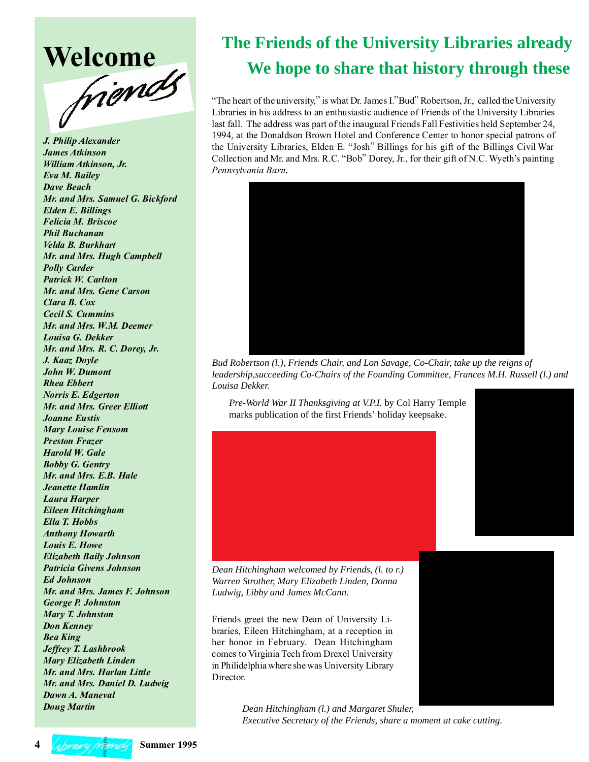# Welcome friends

*J. Philip Alexander*
*James Atkinson*
*William Atkinson, Jr.*
*Eva M. Bailey*
*Dave Beach*
*Mr. and Mrs. Samuel G. Bickford*
*Elden E. Billings*
*Felicia M. Briscoe*
*Phil Buchanan*
*Velda B. Burkhart*
*Mr. and Mrs. Hugh Campbell*
*Polly Carder*
*Patrick W. Carlton*
*Mr. and Mrs. Gene Carson*
*Clara B. Cox*
*Cecil S. Cummins*
*Mr. and Mrs. W.M. Deemer*
*Louisa G. Dekker*
*Mr. and Mrs. R. C. Dorey, Jr.*
*J. Kaaz Doyle*
*John W. Dumont*
*Rhea Ebbert*
*Norris E. Edgerton*
*Mr. and Mrs. Greer Elliott*
*Joanne Eustis*
*Mary Louise Fensom*
*Preston Frazer*
*Harold W. Gale*
*Bobby G. Gentry*
*Mr. and Mrs. E.B. Hale*
*Jeanette Hamlin*
*Laura Harper*
*Eileen Hitchingham*
*Ella T. Hobbs*
*Anthony Howarth*
*Louis E. Howe*
*Elizabeth Baily Johnson*
*Patricia Givens Johnson*
*Ed Johnson*
*Mr. and Mrs. James F. Johnson*
*George P. Johnston*
*Mary T. Johnston*
*Don Kenney*
*Bea King*
*Jeffrey T. Lashbrook*
*Mary Elizabeth Linden*
*Mr. and Mrs. Harlan Little*
*Mr. and Mrs. Daniel D. Ludwig*
*Dawn A. Maneval*
*Doug Martin*

## The Friends of the University Libraries already
## We hope to share that history through these

"The heart of the university," is what Dr. James I."Bud" Robertson, Jr., called the University Libraries in his address to an enthusiastic audience of Friends of the University Libraries last fall. The address was part of the inaugural Friends Fall Festivities held September 24, 1994, at the Donaldson Brown Hotel and Conference Center to honor special patrons of the University Libraries, Elden E. "Josh" Billings for his gift of the Billings Civil War Collection and Mr. and Mrs. R.C. "Bob" Dorey, Jr., for their gift of N.C. Wyeth's painting *Pennsylvania Barn*.

*Bud Robertson (l.), Friends Chair, and Lon Savage, Co-Chair, take up the reigns of leadership,succeeding Co-Chairs of the Founding Committee, Frances M.H. Russell (l.) and Louisa Dekker.*

*Pre-World War II Thanksgiving at V.P.I.* by Col Harry Temple marks publication of the first Friends' holiday keepsake.

*Dean Hitchingham welcomed by Friends, (l. to r.) Warren Strother, Mary Elizabeth Linden, Donna Ludwig, Libby and James McCann.*

Friends greet the new Dean of University Libraries, Eileen Hitchingham, at a reception in her honor in February. Dean Hitchingham comes to Virginia Tech from Drexel University in Philidelphia where she was University Library Director.

*Dean Hitchingham (l.) and Margaret Shuler, Executive Secretary of the Friends, share a moment at cake cutting.*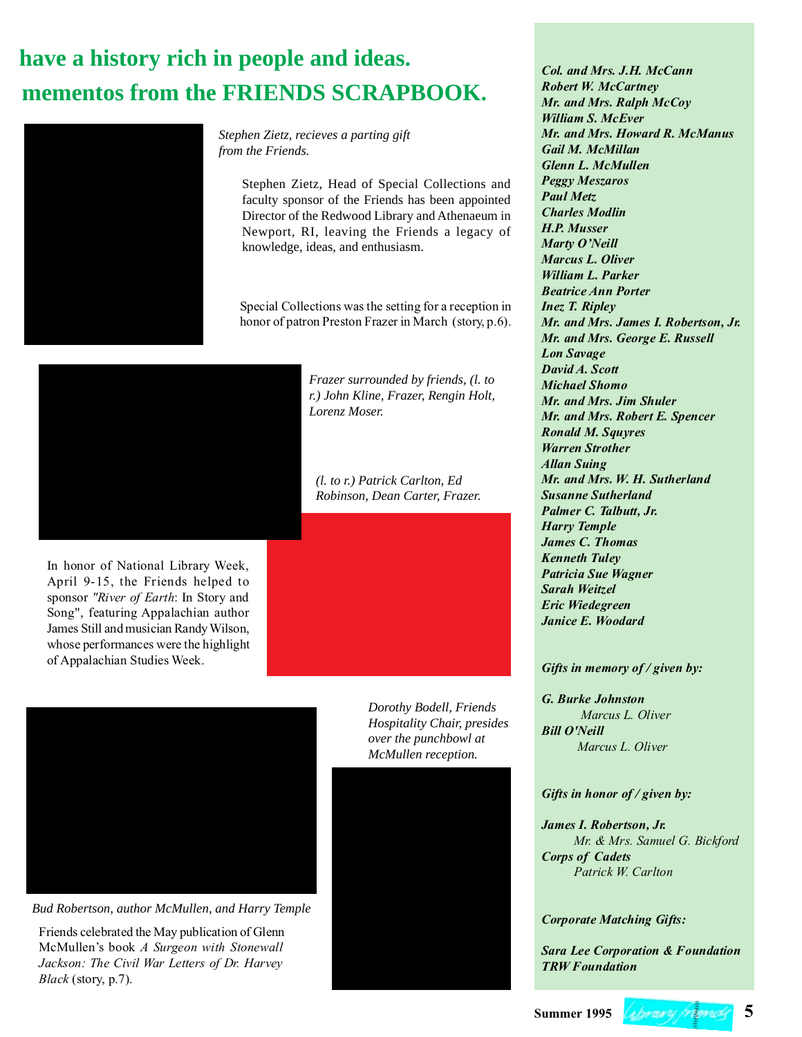## have a history rich in people and ideas.

## mementos from the FRIENDS SCRAPBOOK.

*Stephen Zietz, recieves a parting gift from the Friends.*

Stephen Zietz, Head of Special Collections and faculty sponsor of the Friends has been appointed Director of the Redwood Library and Athenaeum in Newport, RI, leaving the Friends a legacy of knowledge, ideas, and enthusiasm.

Special Collections was the setting for a reception in honor of patron Preston Frazer in March (story, p.6).

*Frazer surrounded by friends, (l. to r.) John Kline, Frazer, Rengin Holt, Lorenz Moser.*

*(l. to r.) Patrick Carlton, Ed Robinson, Dean Carter, Frazer.*

In honor of National Library Week, April 9-15, the Friends helped to sponsor *"River of Earth*: In Story and Song", featuring Appalachian author James Still and musician Randy Wilson, whose performances were the highlight of Appalachian Studies Week.

*Dorothy Bodell, Friends Hospitality Chair, presides over the punchbowl at McMullen reception.*

*Bud Robertson, author McMullen, and Harry Temple*

Friends celebrated the May publication of Glenn McMullen's book *A Surgeon with Stonewall Jackson: The Civil War Letters of Dr. Harvey Black* (story, p.7).

***Col. and Mrs. J.H. McCann***
***Robert W. McCartney***
***Mr. and Mrs. Ralph McCoy***
***William S. McEver***
***Mr. and Mrs. Howard R. McManus***
***Gail M. McMillan***
***Glenn L. McMullen***
***Peggy Meszaros***
***Paul Metz***
***Charles Modlin***
***H.P. Musser***
***Marty O'Neill***
***Marcus L. Oliver***
***William L. Parker***
***Beatrice Ann Porter***
***Inez T. Ripley***
***Mr. and Mrs. James I. Robertson, Jr.***
***Mr. and Mrs. George E. Russell***
***Lon Savage***
***David A. Scott***
***Michael Shomo***
***Mr. and Mrs. Jim Shuler***
***Mr. and Mrs. Robert E. Spencer***
***Ronald M. Squyres***
***Warren Strother***
***Allan Suing***
***Mr. and Mrs. W. H. Sutherland***
***Susanne Sutherland***
***Palmer C. Talbutt, Jr.***
***Harry Temple***
***James C. Thomas***
***Kenneth Tuley***
***Patricia Sue Wagner***
***Sarah Weitzel***
***Eric Wiedegreen***
***Janice E. Woodard***

***Gifts in memory of / given by:***

***G. Burke Johnston***
*Marcus L. Oliver*
***Bill O'Neill***
*Marcus L. Oliver*

***Gifts in honor of / given by:***

***James I. Robertson, Jr.***
*Mr. & Mrs. Samuel G. Bickford*
***Corps of Cadets***
*Patrick W. Carlton*

***Corporate Matching Gifts:***

***Sara Lee Corporation & Foundation***
***TRW Foundation***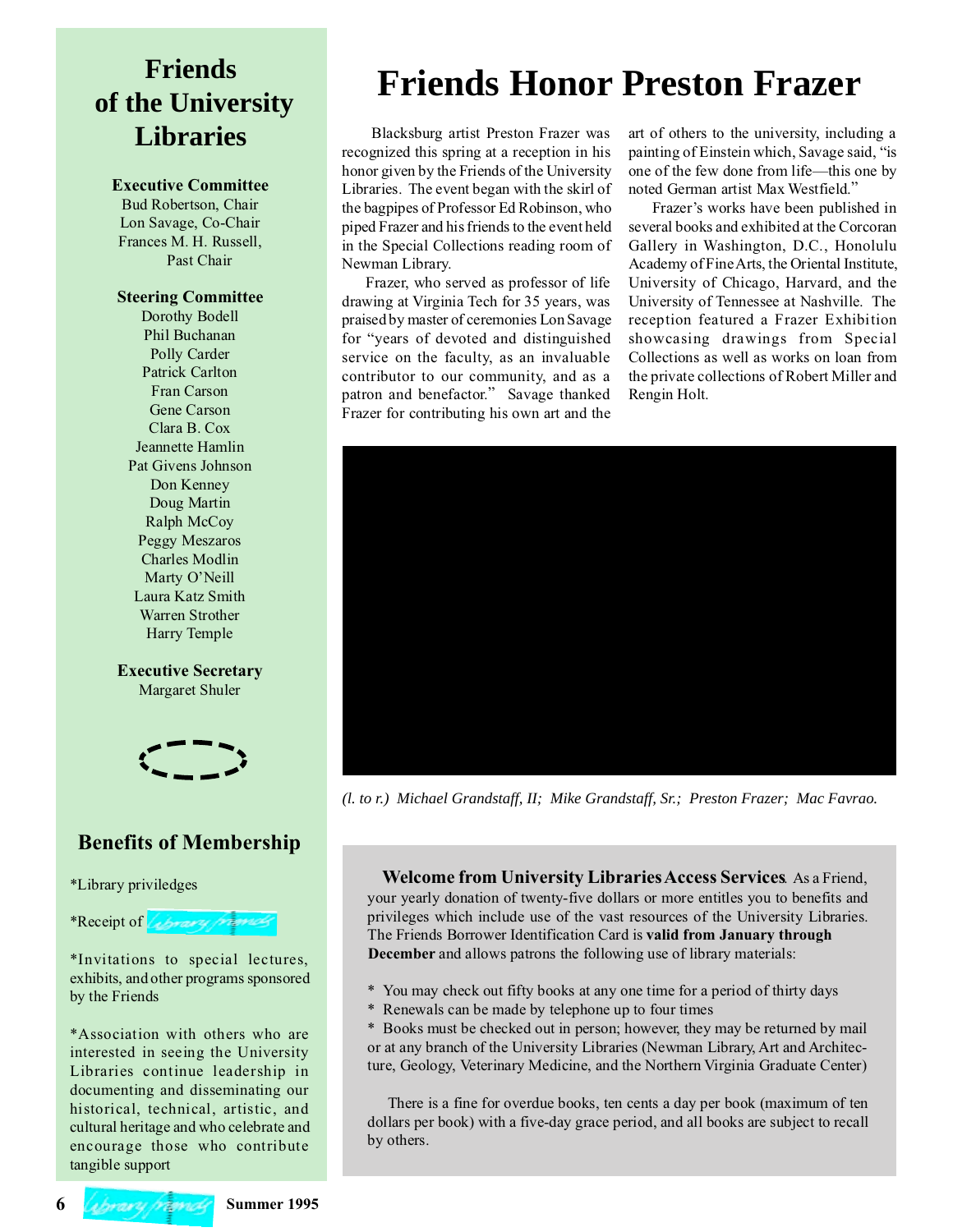# Friends of the University Libraries

### Executive Committee

Bud Robertson, Chair
Lon Savage, Co-Chair
Frances M. H. Russell, Past Chair

### Steering Committee

Dorothy Bodell
Phil Buchanan
Polly Carder
Patrick Carlton
Fran Carson
Gene Carson
Clara B. Cox
Jeannette Hamlin
Pat Givens Johnson
Don Kenney
Doug Martin
Ralph McCoy
Peggy Meszaros
Charles Modlin
Marty O'Neill
Laura Katz Smith
Warren Strother
Harry Temple

### Executive Secretary

Margaret Shuler

## Benefits of Membership

*Library priviledges

*Receipt of library friends

*Invitations to special lectures, exhibits, and other programs sponsored by the Friends

*Association with others who are interested in seeing the University Libraries continue leadership in documenting and disseminating our historical, technical, artistic, and cultural heritage and who celebrate and encourage those who contribute tangible support

# Friends Honor Preston Frazer

Blacksburg artist Preston Frazer was recognized this spring at a reception in his honor given by the Friends of the University Libraries. The event began with the skirl of the bagpipes of Professor Ed Robinson, who piped Frazer and his friends to the event held in the Special Collections reading room of Newman Library.

Frazer, who served as professor of life drawing at Virginia Tech for 35 years, was praised by master of ceremonies Lon Savage for "years of devoted and distinguished service on the faculty, as an invaluable contributor to our community, and as a patron and benefactor." Savage thanked Frazer for contributing his own art and the art of others to the university, including a painting of Einstein which, Savage said, "is one of the few done from life—this one by noted German artist Max Westfield."

Frazer's works have been published in several books and exhibited at the Corcoran Gallery in Washington, D.C., Honolulu Academy of Fine Arts, the Oriental Institute, University of Chicago, Harvard, and the University of Tennessee at Nashville. The reception featured a Frazer Exhibition showcasing drawings from Special Collections as well as works on loan from the private collections of Robert Miller and Rengin Holt.

*(l. to r.) Michael Grandstaff, II; Mike Grandstaff, Sr.; Preston Frazer; Mac Favrao.*

**Welcome from University Libraries Access Services**. As a Friend, your yearly donation of twenty-five dollars or more entitles you to benefits and privileges which include use of the vast resources of the University Libraries. The Friends Borrower Identification Card is **valid from January through December** and allows patrons the following use of library materials:

* You may check out fifty books at any one time for a period of thirty days
* Renewals can be made by telephone up to four times
* Books must be checked out in person; however, they may be returned by mail or at any branch of the University Libraries (Newman Library, Art and Architecture, Geology, Veterinary Medicine, and the Northern Virginia Graduate Center)

There is a fine for overdue books, ten cents a day per book (maximum of ten dollars per book) with a five-day grace period, and all books are subject to recall by others.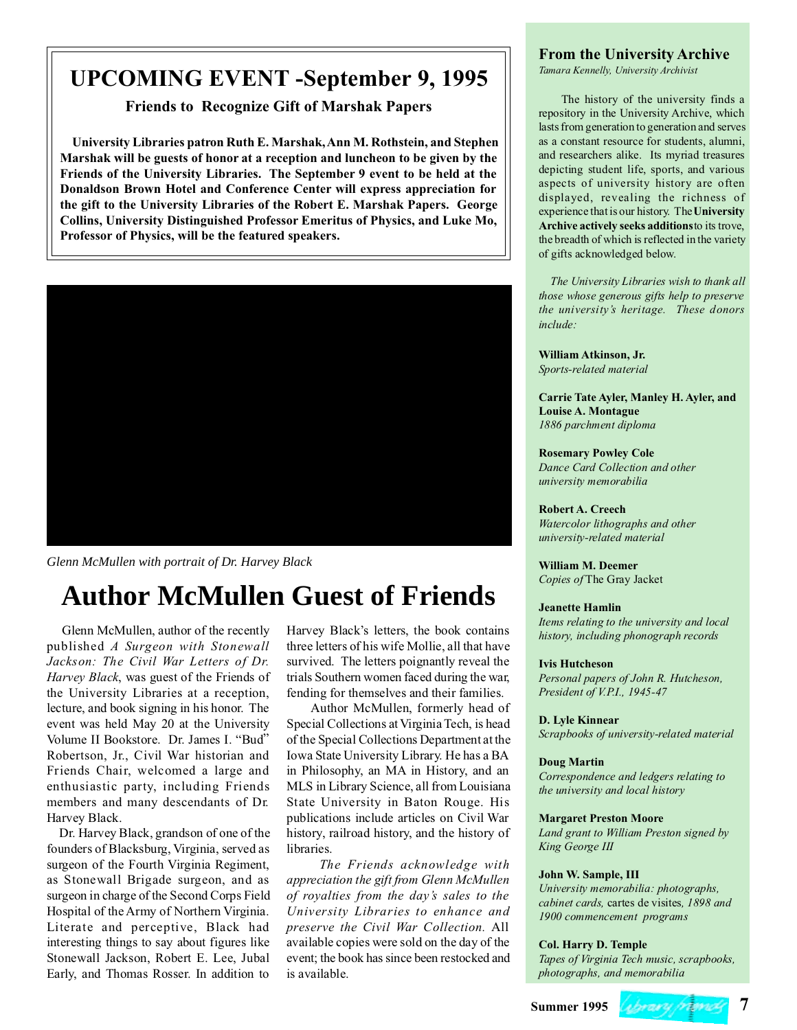## UPCOMING EVENT -September 9, 1995

### Friends to Recognize Gift of Marshak Papers

**University Libraries patron Ruth E. Marshak, Ann M. Rothstein, and Stephen Marshak will be guests of honor at a reception and luncheon to be given by the Friends of the University Libraries. The September 9 event to be held at the Donaldson Brown Hotel and Conference Center will express appreciation for the gift to the University Libraries of the Robert E. Marshak Papers. George Collins, University Distinguished Professor Emeritus of Physics, and Luke Mo, Professor of Physics, will be the featured speakers.**

*Glenn McMullen with portrait of Dr. Harvey Black*

# Author McMullen Guest of Friends

Glenn McMullen, author of the recently published *A Surgeon with Stonewall Jackson: The Civil War Letters of Dr. Harvey Black*, was guest of the Friends of the University Libraries at a reception, lecture, and book signing in his honor. The event was held May 20 at the University Volume II Bookstore. Dr. James I. "Bud" Robertson, Jr., Civil War historian and Friends Chair, welcomed a large and enthusiastic party, including Friends members and many descendants of Dr. Harvey Black.

Dr. Harvey Black, grandson of one of the founders of Blacksburg, Virginia, served as surgeon of the Fourth Virginia Regiment, as Stonewall Brigade surgeon, and as surgeon in charge of the Second Corps Field Hospital of the Army of Northern Virginia. Literate and perceptive, Black had interesting things to say about figures like Stonewall Jackson, Robert E. Lee, Jubal Early, and Thomas Rosser. In addition to Harvey Black's letters, the book contains three letters of his wife Mollie, all that have survived. The letters poignantly reveal the trials Southern women faced during the war, fending for themselves and their families.

Author McMullen, formerly head of Special Collections at Virginia Tech, is head of the Special Collections Department at the Iowa State University Library. He has a BA in Philosophy, an MA in History, and an MLS in Library Science, all from Louisiana State University in Baton Rouge. His publications include articles on Civil War history, railroad history, and the history of libraries.

*The Friends acknowledge with appreciation the gift from Glenn McMullen of royalties from the day's sales to the University Libraries to enhance and preserve the Civil War Collection.* All available copies were sold on the day of the event; the book has since been restocked and is available.

## From the University Archive

*Tamara Kennelly, University Archivist*

The history of the university finds a repository in the University Archive, which lasts from generation to generation and serves as a constant resource for students, alumni, and researchers alike. Its myriad treasures depicting student life, sports, and various aspects of university history are often displayed, revealing the richness of experience that is our history. The **University Archive actively seeks additions** to its trove, the breadth of which is reflected in the variety of gifts acknowledged below.

*The University Libraries wish to thank all those whose generous gifts help to preserve the university's heritage. These donors include:*

**William Atkinson, Jr.**
*Sports-related material*

**Carrie Tate Ayler, Manley H. Ayler, and Louise A. Montague**
*1886 parchment diploma*

**Rosemary Powley Cole**
*Dance Card Collection and other university memorabilia*

**Robert A. Creech**
*Watercolor lithographs and other university-related material*

**William M. Deemer**
*Copies of* The Gray Jacket

**Jeanette Hamlin**
*Items relating to the university and local history, including phonograph records*

**Ivis Hutcheson**
*Personal papers of John R. Hutcheson, President of V.P.I., 1945-47*

**D. Lyle Kinnear**
*Scrapbooks of university-related material*

**Doug Martin**
*Correspondence and ledgers relating to the university and local history*

**Margaret Preston Moore**
*Land grant to William Preston signed by King George III*

**John W. Sample, III**
*University memorabilia: photographs, cabinet cards,* cartes de visites*, 1898 and 1900 commencement programs*

**Col. Harry D. Temple**
*Tapes of Virginia Tech music, scrapbooks, photographs, and memorabilia*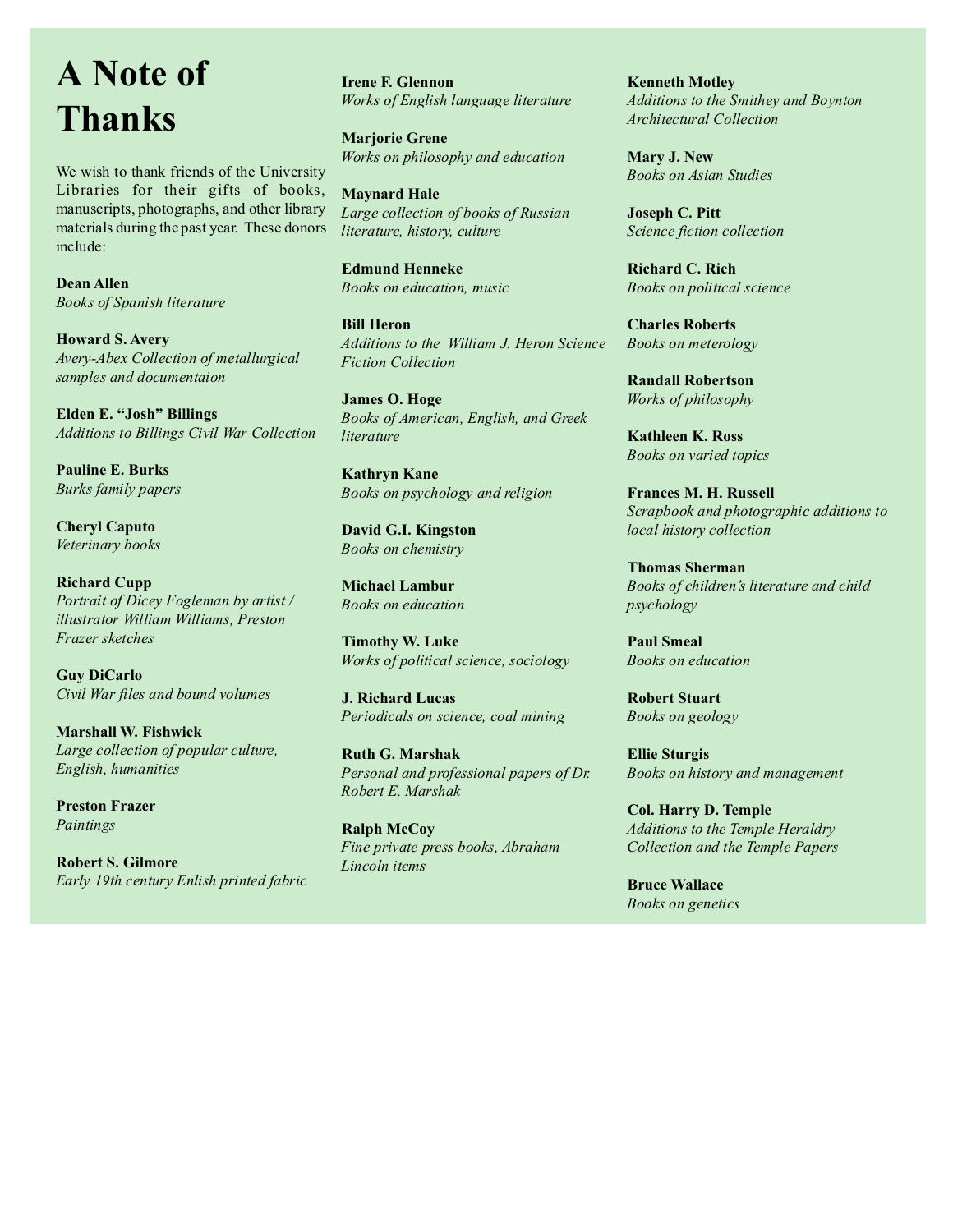# A Note of Thanks

We wish to thank friends of the University Libraries for their gifts of books, manuscripts, photographs, and other library materials during the past year. These donors include:

**Dean Allen**
*Books of Spanish literature*

**Howard S. Avery**
*Avery-Abex Collection of metallurgical samples and documentaion*

**Elden E. "Josh" Billings**
*Additions to Billings Civil War Collection*

**Pauline E. Burks**
*Burks family papers*

**Cheryl Caputo**
*Veterinary books*

**Richard Cupp**
*Portrait of Dicey Fogleman by artist / illustrator William Williams, Preston Frazer sketches*

**Guy DiCarlo**
*Civil War files and bound volumes*

**Marshall W. Fishwick**
*Large collection of popular culture, English, humanities*

**Preston Frazer**
*Paintings*

**Robert S. Gilmore**
*Early 19th century Enlish printed fabric*

**Irene F. Glennon**
*Works of English language literature*

**Marjorie Grene**
*Works on philosophy and education*

**Maynard Hale**
*Large collection of books of Russian literature, history, culture*

**Edmund Henneke**
*Books on education, music*

**Bill Heron**
*Additions to the William J. Heron Science Fiction Collection*

**James O. Hoge**
*Books of American, English, and Greek literature*

**Kathryn Kane**
*Books on psychology and religion*

**David G.I. Kingston**
*Books on chemistry*

**Michael Lambur**
*Books on education*

**Timothy W. Luke**
*Works of political science, sociology*

**J. Richard Lucas**
*Periodicals on science, coal mining*

**Ruth G. Marshak**
*Personal and professional papers of Dr. Robert E. Marshak*

**Ralph McCoy**
*Fine private press books, Abraham Lincoln items*

**Kenneth Motley**
*Additions to the Smithey and Boynton Architectural Collection*

**Mary J. New**
*Books on Asian Studies*

**Joseph C. Pitt**
*Science fiction collection*

**Richard C. Rich**
*Books on political science*

**Charles Roberts**
*Books on meterology*

**Randall Robertson**
*Works of philosophy*

**Kathleen K. Ross**
*Books on varied topics*

**Frances M. H. Russell**
*Scrapbook and photographic additions to local history collection*

**Thomas Sherman**
*Books of children's literature and child psychology*

**Paul Smeal**
*Books on education*

**Robert Stuart**
*Books on geology*

**Ellie Sturgis**
*Books on history and management*

**Col. Harry D. Temple**
*Additions to the Temple Heraldry Collection and the Temple Papers*

**Bruce Wallace**
*Books on genetics*